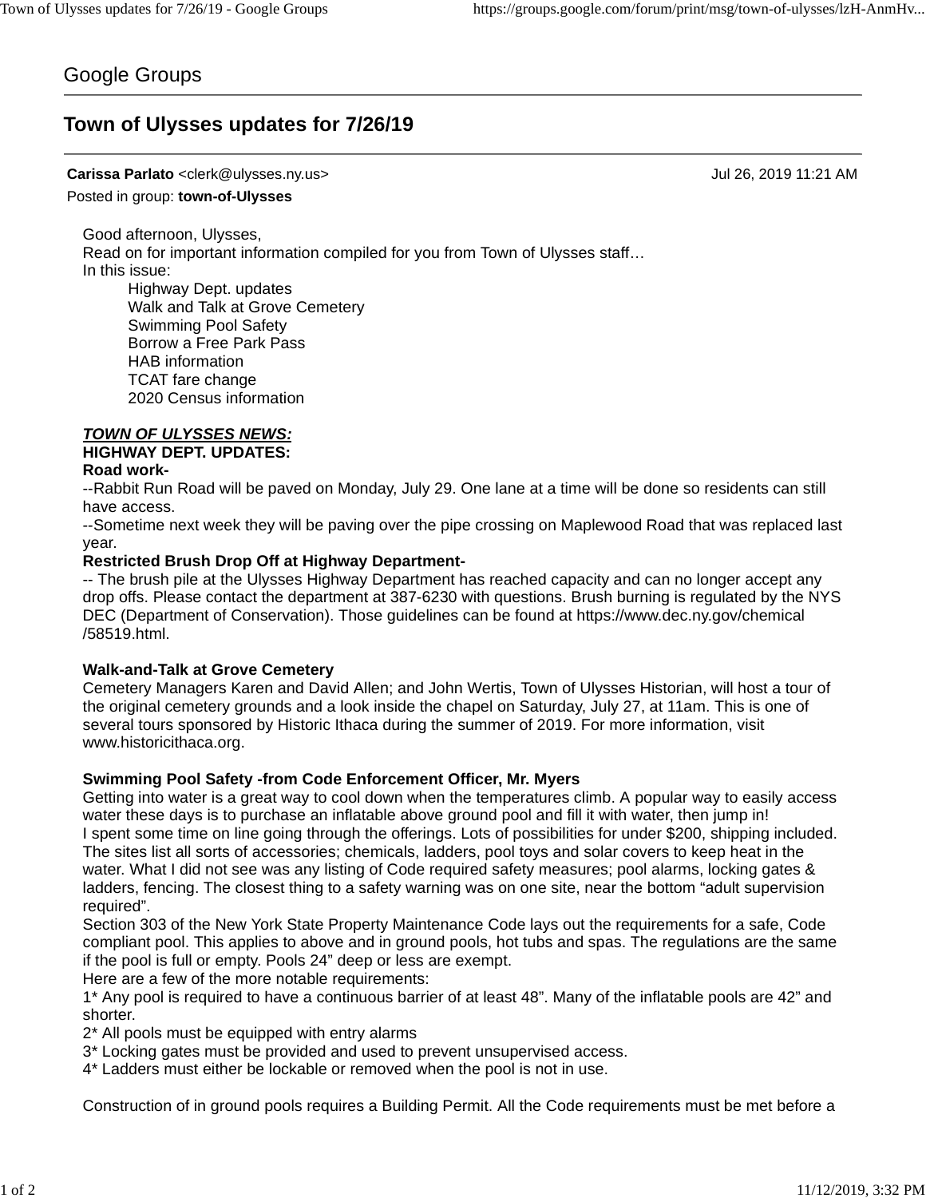Google Groups

# Town of Ulysses updates for 7/26/19

**Carissa Parlato** <clerk@ulysses.ny.us> Jul 26, 2019 11:21 AM

Posted in group: **town-of-Ulysses**

Good afternoon, Ulysses,

Read on for important information compiled for you from Town of Ulysses staff…

In this issue:

- Highway Dept. updates
- Walk and Talk at Grove Cemetery
- Swimming Pool Safety
- Borrow a Free Park Pass
- HAB information
- TCAT fare change
- 2020 Census information

***TOWN OF ULYSSES NEWS:***

**HIGHWAY DEPT. UPDATES:**

**Road work-**

--Rabbit Run Road will be paved on Monday, July 29. One lane at a time will be done so residents can still have access.

--Sometime next week they will be paving over the pipe crossing on Maplewood Road that was replaced last year.

**Restricted Brush Drop Off at Highway Department-**

-- The brush pile at the Ulysses Highway Department has reached capacity and can no longer accept any drop offs. Please contact the department at 387-6230 with questions. Brush burning is regulated by the NYS DEC (Department of Conservation). Those guidelines can be found at https://www.dec.ny.gov/chemical/58519.html.

**Walk-and-Talk at Grove Cemetery**

Cemetery Managers Karen and David Allen; and John Wertis, Town of Ulysses Historian, will host a tour of the original cemetery grounds and a look inside the chapel on Saturday, July 27, at 11am. This is one of several tours sponsored by Historic Ithaca during the summer of 2019. For more information, visit www.historicithaca.org.

**Swimming Pool Safety -from Code Enforcement Officer, Mr. Myers**

Getting into water is a great way to cool down when the temperatures climb. A popular way to easily access water these days is to purchase an inflatable above ground pool and fill it with water, then jump in!

I spent some time on line going through the offerings. Lots of possibilities for under $200, shipping included. The sites list all sorts of accessories; chemicals, ladders, pool toys and solar covers to keep heat in the water. What I did not see was any listing of Code required safety measures; pool alarms, locking gates & ladders, fencing. The closest thing to a safety warning was on one site, near the bottom "adult supervision required".

Section 303 of the New York State Property Maintenance Code lays out the requirements for a safe, Code compliant pool. This applies to above and in ground pools, hot tubs and spas. The regulations are the same if the pool is full or empty. Pools 24" deep or less are exempt.

Here are a few of the more notable requirements:

1* Any pool is required to have a continuous barrier of at least 48". Many of the inflatable pools are 42" and shorter.

2* All pools must be equipped with entry alarms

3* Locking gates must be provided and used to prevent unsupervised access.

4* Ladders must either be lockable or removed when the pool is not in use.

Construction of in ground pools requires a Building Permit. All the Code requirements must be met before a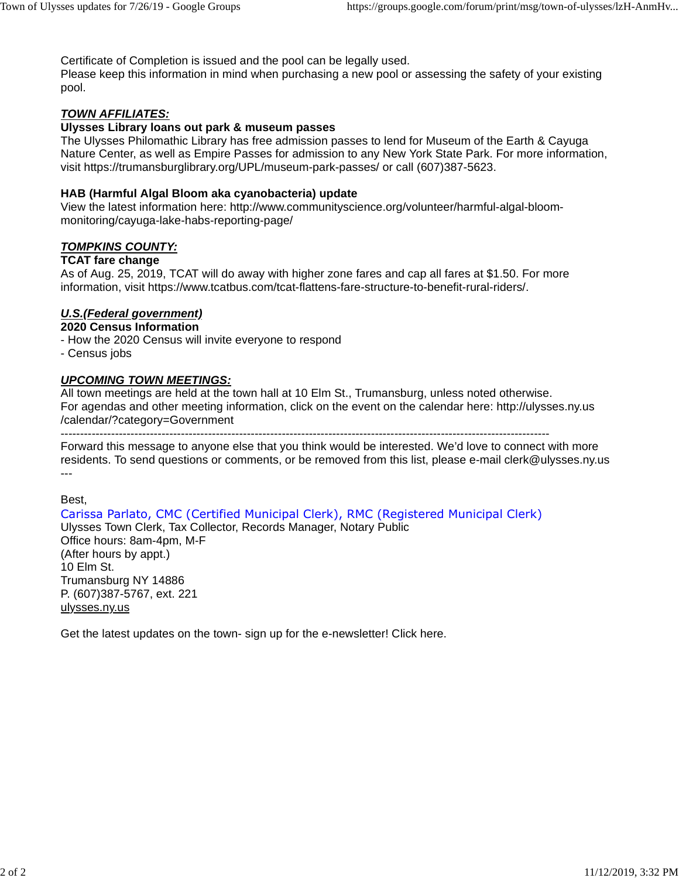Certificate of Completion is issued and the pool can be legally used.
Please keep this information in mind when purchasing a new pool or assessing the safety of your existing pool.

***TOWN AFFILIATES:***

**Ulysses Library loans out park & museum passes**
The Ulysses Philomathic Library has free admission passes to lend for Museum of the Earth & Cayuga Nature Center, as well as Empire Passes for admission to any New York State Park. For more information, visit https://trumansburglibrary.org/UPL/museum-park-passes/ or call (607)387-5623.

**HAB (Harmful Algal Bloom aka cyanobacteria) update**
View the latest information here: http://www.communityscience.org/volunteer/harmful-algal-bloom-monitoring/cayuga-lake-habs-reporting-page/

***TOMPKINS COUNTY:***

**TCAT fare change**
As of Aug. 25, 2019, TCAT will do away with higher zone fares and cap all fares at $1.50. For more information, visit https://www.tcatbus.com/tcat-flattens-fare-structure-to-benefit-rural-riders/.

***U.S.(Federal government)***

**2020 Census Information**
- How the 2020 Census will invite everyone to respond
- Census jobs

***UPCOMING TOWN MEETINGS:***

All town meetings are held at the town hall at 10 Elm St., Trumansburg, unless noted otherwise.
For agendas and other meeting information, click on the event on the calendar here: http://ulysses.ny.us/calendar/?category=Government

---

Forward this message to anyone else that you think would be interested. We'd love to connect with more residents. To send questions or comments, or be removed from this list, please e-mail clerk@ulysses.ny.us
---

Best,
Carissa Parlato, CMC (Certified Municipal Clerk), RMC (Registered Municipal Clerk)
Ulysses Town Clerk, Tax Collector, Records Manager, Notary Public
Office hours: 8am-4pm, M-F
(After hours by appt.)
10 Elm St.
Trumansburg NY 14886
P. (607)387-5767, ext. 221
ulysses.ny.us

Get the latest updates on the town- sign up for the e-newsletter! Click here.